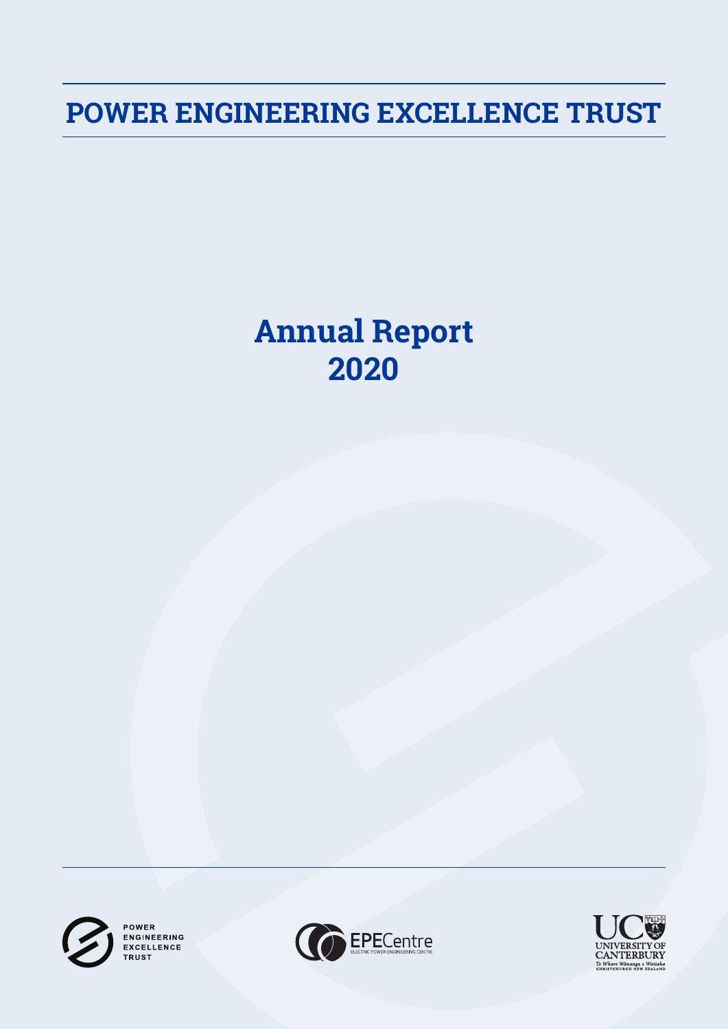# POWER ENGINEERING EXCELLENCE TRUST

## Annual Report 2020

POWER ENGINEERING EXCELLENCE TRUST

EPECentre ELECTRIC POWER ENGINEERING CENTRE

UNIVERSITY OF CANTERBURY
Te Whare Wānanga o Waitaha
CHRISTCHURCH NEW ZEALAND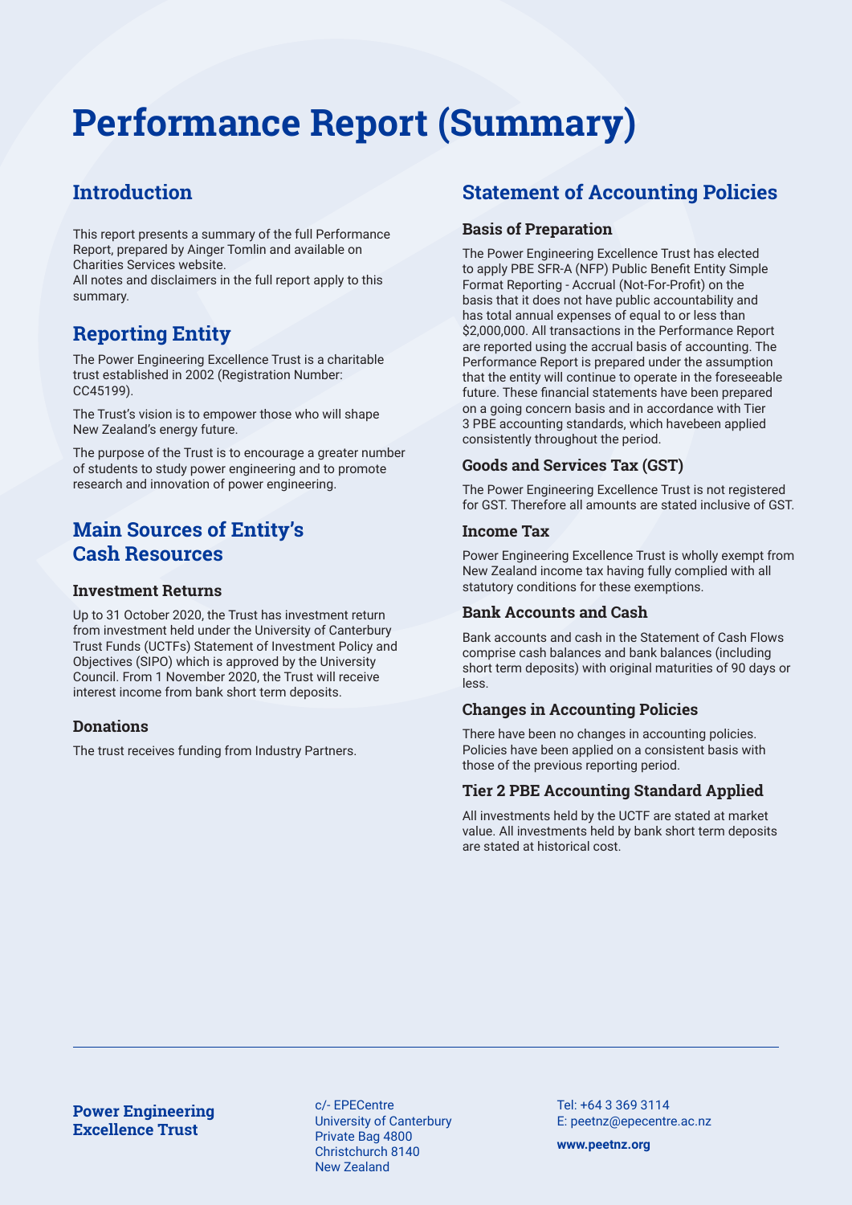# Performance Report (Summary)

## Introduction

This report presents a summary of the full Performance Report, prepared by Ainger Tomlin and available on Charities Services website.
All notes and disclaimers in the full report apply to this summary.

## Reporting Entity

The Power Engineering Excellence Trust is a charitable trust established in 2002 (Registration Number: CC45199).

The Trust's vision is to empower those who will shape New Zealand's energy future.

The purpose of the Trust is to encourage a greater number of students to study power engineering and to promote research and innovation of power engineering.

## Main Sources of Entity's Cash Resources

### Investment Returns

Up to 31 October 2020, the Trust has investment return from investment held under the University of Canterbury Trust Funds (UCTFs) Statement of Investment Policy and Objectives (SIPO) which is approved by the University Council. From 1 November 2020, the Trust will receive interest income from bank short term deposits.

### Donations

The trust receives funding from Industry Partners.

## Statement of Accounting Policies

### Basis of Preparation

The Power Engineering Excellence Trust has elected to apply PBE SFR-A (NFP) Public Benefit Entity Simple Format Reporting - Accrual (Not-For-Profit) on the basis that it does not have public accountability and has total annual expenses of equal to or less than $2,000,000. All transactions in the Performance Report are reported using the accrual basis of accounting. The Performance Report is prepared under the assumption that the entity will continue to operate in the foreseeable future. These financial statements have been prepared on a going concern basis and in accordance with Tier 3 PBE accounting standards, which havebeen applied consistently throughout the period.

### Goods and Services Tax (GST)

The Power Engineering Excellence Trust is not registered for GST. Therefore all amounts are stated inclusive of GST.

### Income Tax

Power Engineering Excellence Trust is wholly exempt from New Zealand income tax having fully complied with all statutory conditions for these exemptions.

### Bank Accounts and Cash

Bank accounts and cash in the Statement of Cash Flows comprise cash balances and bank balances (including short term deposits) with original maturities of 90 days or less.

### Changes in Accounting Policies

There have been no changes in accounting policies. Policies have been applied on a consistent basis with those of the previous reporting period.

### Tier 2 PBE Accounting Standard Applied

All investments held by the UCTF are stated at market value. All investments held by bank short term deposits are stated at historical cost.

**Power Engineering Excellence Trust**

c/- EPECentre
University of Canterbury
Private Bag 4800
Christchurch 8140
New Zealand

Tel: +64 3 369 3114
E: peetnz@epecentre.ac.nz

**www.peetnz.org**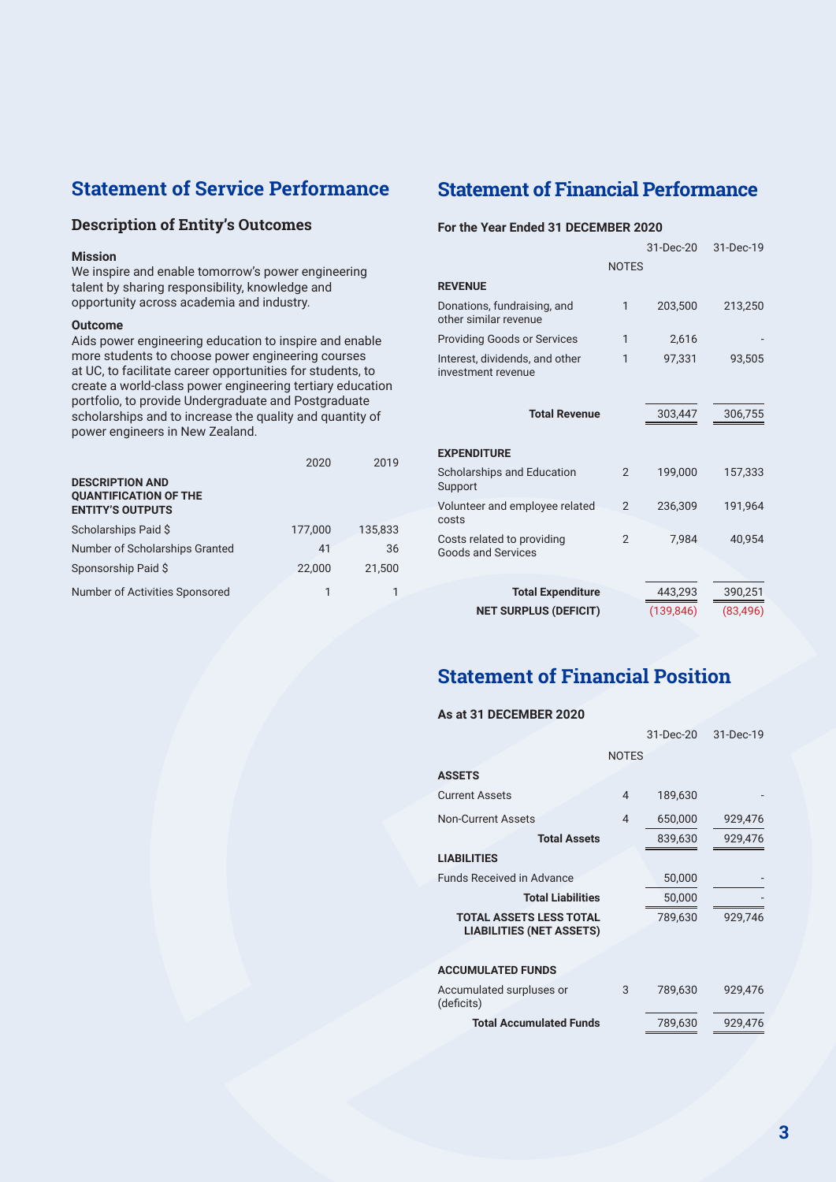# Statement of Service Performance

## Description of Entity's Outcomes

**Mission**

We inspire and enable tomorrow's power engineering talent by sharing responsibility, knowledge and opportunity across academia and industry.

**Outcome**

Aids power engineering education to inspire and enable more students to choose power engineering courses at UC, to facilitate career opportunities for students, to create a world-class power engineering tertiary education portfolio, to provide Undergraduate and Postgraduate scholarships and to increase the quality and quantity of power engineers in New Zealand.

| **DESCRIPTION AND QUANTIFICATION OF THE ENTITY'S OUTPUTS** | 2020 | 2019 |
|---|---|---|
| Scholarships Paid $ | 177,000 | 135,833 |
| Number of Scholarships Granted | 41 | 36 |
| Sponsorship Paid $ | 22,000 | 21,500 |
| Number of Activities Sponsored | 1 | 1 |

# Statement of Financial Performance

**For the Year Ended 31 DECEMBER 2020**

| | NOTES | 31-Dec-20 | 31-Dec-19 |
|---|---|---|---|
| **REVENUE** | | | |
| Donations, fundraising, and other similar revenue | 1 | 203,500 | 213,250 |
| Providing Goods or Services | 1 | 2,616 | - |
| Interest, dividends, and other investment revenue | 1 | 97,331 | 93,505 |
| **Total Revenue** | | 303,447 | 306,755 |
| **EXPENDITURE** | | | |
| Scholarships and Education Support | 2 | 199,000 | 157,333 |
| Volunteer and employee related costs | 2 | 236,309 | 191,964 |
| Costs related to providing Goods and Services | 2 | 7,984 | 40,954 |
| **Total Expenditure** | | 443,293 | 390,251 |
| **NET SURPLUS (DEFICIT)** | | (139,846) | (83,496) |

# Statement of Financial Position

**As at 31 DECEMBER 2020**

| | NOTES | 31-Dec-20 | 31-Dec-19 |
|---|---|---|---|
| **ASSETS** | | | |
| Current Assets | 4 | 189,630 | - |
| Non-Current Assets | 4 | 650,000 | 929,476 |
| **Total Assets** | | 839,630 | 929,476 |
| **LIABILITIES** | | | |
| Funds Received in Advance | | 50,000 | - |
| **Total Liabilities** | | 50,000 | - |
| **TOTAL ASSETS LESS TOTAL LIABILITIES (NET ASSETS)** | | 789,630 | 929,746 |
| **ACCUMULATED FUNDS** | | | |
| Accumulated surpluses or (deficits) | 3 | 789,630 | 929,476 |
| **Total Accumulated Funds** | | 789,630 | 929,476 |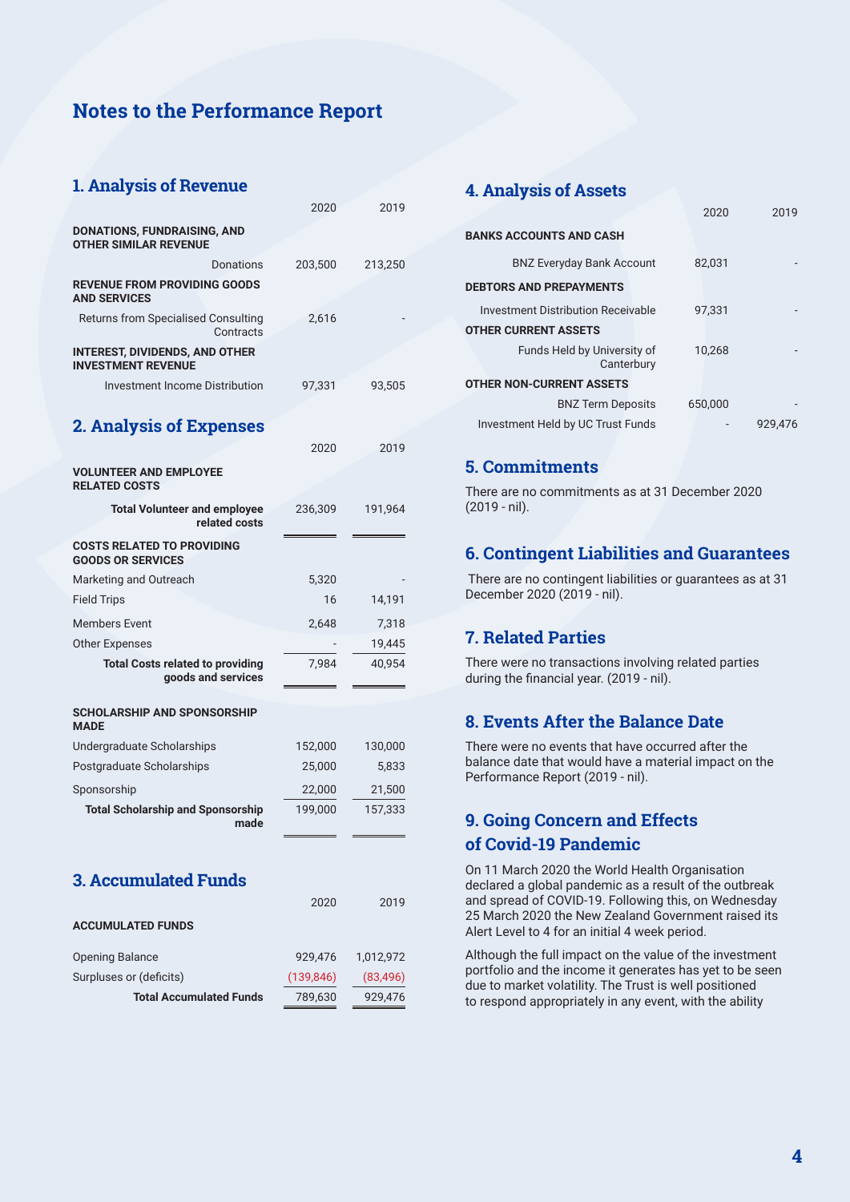# Notes to the Performance Report

## 1. Analysis of Revenue

| | 2020 | 2019 |
|---|---|---|
| **DONATIONS, FUNDRAISING, AND OTHER SIMILAR REVENUE** | | |
| Donations | 203,500 | 213,250 |
| **REVENUE FROM PROVIDING GOODS AND SERVICES** | | |
| Returns from Specialised Consulting Contracts | 2,616 | - |
| **INTEREST, DIVIDENDS, AND OTHER INVESTMENT REVENUE** | | |
| Investment Income Distribution | 97,331 | 93,505 |

## 2. Analysis of Expenses

| | 2020 | 2019 |
|---|---|---|
| **VOLUNTEER AND EMPLOYEE RELATED COSTS** | | |
| **Total Volunteer and employee related costs** | 236,309 | 191,964 |
| **COSTS RELATED TO PROVIDING GOODS OR SERVICES** | | |
| Marketing and Outreach | 5,320 | - |
| Field Trips | 16 | 14,191 |
| Members Event | 2,648 | 7,318 |
| Other Expenses | - | 19,445 |
| **Total Costs related to providing goods and services** | 7,984 | 40,954 |
| **SCHOLARSHIP AND SPONSORSHIP MADE** | | |
| Undergraduate Scholarships | 152,000 | 130,000 |
| Postgraduate Scholarships | 25,000 | 5,833 |
| Sponsorship | 22,000 | 21,500 |
| **Total Scholarship and Sponsorship made** | 199,000 | 157,333 |

## 3. Accumulated Funds

| | 2020 | 2019 |
|---|---|---|
| **ACCUMULATED FUNDS** | | |
| Opening Balance | 929,476 | 1,012,972 |
| Surpluses or (deficits) | (139,846) | (83,496) |
| **Total Accumulated Funds** | 789,630 | 929,476 |

## 4. Analysis of Assets

| | 2020 | 2019 |
|---|---|---|
| **BANKS ACCOUNTS AND CASH** | | |
| BNZ Everyday Bank Account | 82,031 | - |
| **DEBTORS AND PREPAYMENTS** | | |
| Investment Distribution Receivable | 97,331 | - |
| **OTHER CURRENT ASSETS** | | |
| Funds Held by University of Canterbury | 10,268 | - |
| **OTHER NON-CURRENT ASSETS** | | |
| BNZ Term Deposits | 650,000 | - |
| Investment Held by UC Trust Funds | - | 929,476 |

## 5. Commitments

There are no commitments as at 31 December 2020 (2019 - nil).

## 6. Contingent Liabilities and Guarantees

There are no contingent liabilities or guarantees as at 31 December 2020 (2019 - nil).

## 7. Related Parties

There were no transactions involving related parties during the financial year. (2019 - nil).

## 8. Events After the Balance Date

There were no events that have occurred after the balance date that would have a material impact on the Performance Report (2019 - nil).

## 9. Going Concern and Effects of Covid-19 Pandemic

On 11 March 2020 the World Health Organisation declared a global pandemic as a result of the outbreak and spread of COVID-19. Following this, on Wednesday 25 March 2020 the New Zealand Government raised its Alert Level to 4 for an initial 4 week period.

Although the full impact on the value of the investment portfolio and the income it generates has yet to be seen due to market volatility. The Trust is well positioned to respond appropriately in any event, with the ability